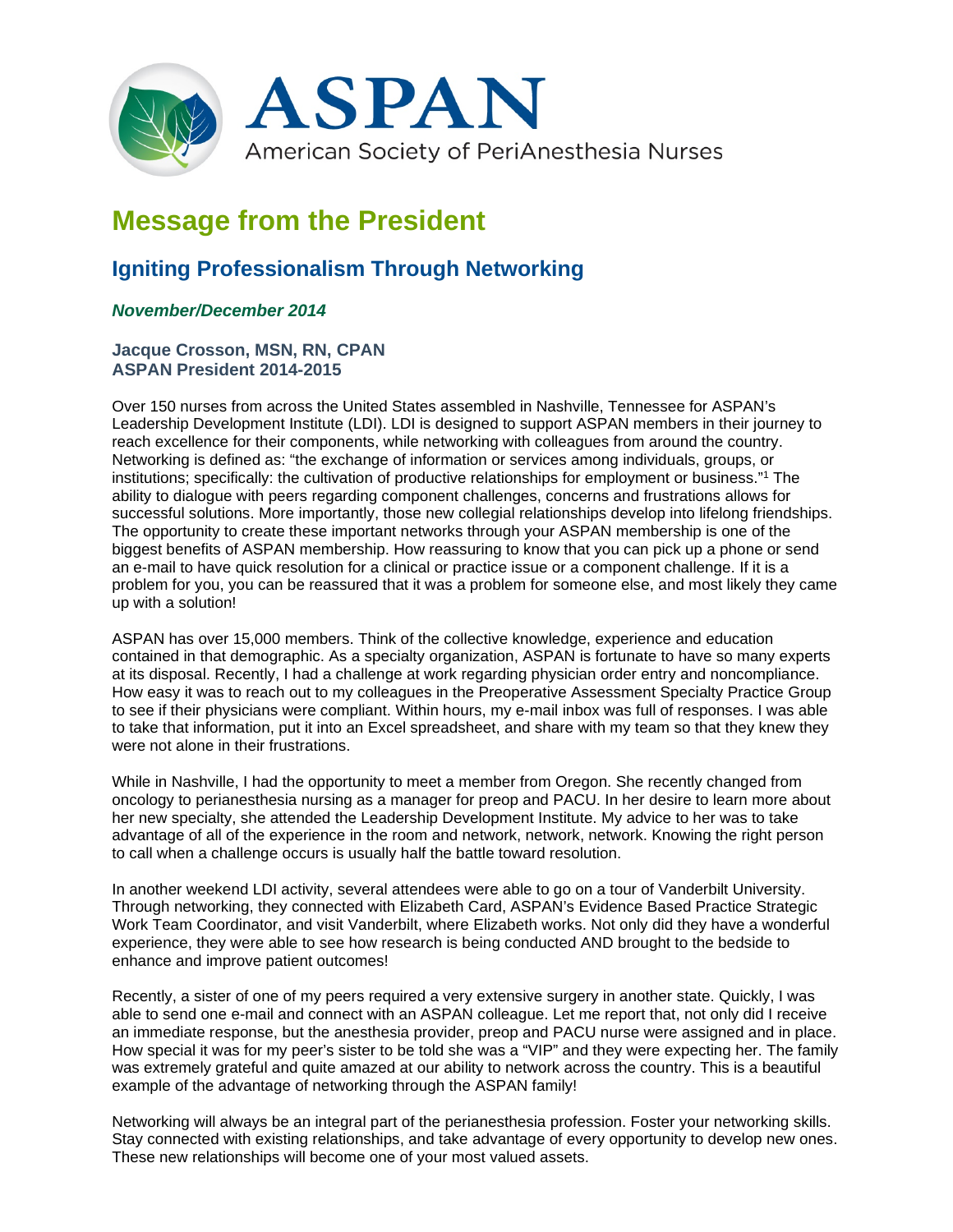# ASPAN

American Society of PeriAnesthesia Nurses

## Message from the President

### Igniting Professionalism Through Networking

***November/December 2014***

**Jacque Crosson, MSN, RN, CPAN**
**ASPAN President 2014-2015**

Over 150 nurses from across the United States assembled in Nashville, Tennessee for ASPAN's Leadership Development Institute (LDI). LDI is designed to support ASPAN members in their journey to reach excellence for their components, while networking with colleagues from around the country. Networking is defined as: "the exchange of information or services among individuals, groups, or institutions; specifically: the cultivation of productive relationships for employment or business."[1] The ability to dialogue with peers regarding component challenges, concerns and frustrations allows for successful solutions. More importantly, those new collegial relationships develop into lifelong friendships. The opportunity to create these important networks through your ASPAN membership is one of the biggest benefits of ASPAN membership. How reassuring to know that you can pick up a phone or send an e-mail to have quick resolution for a clinical or practice issue or a component challenge. If it is a problem for you, you can be reassured that it was a problem for someone else, and most likely they came up with a solution!

ASPAN has over 15,000 members. Think of the collective knowledge, experience and education contained in that demographic. As a specialty organization, ASPAN is fortunate to have so many experts at its disposal. Recently, I had a challenge at work regarding physician order entry and noncompliance. How easy it was to reach out to my colleagues in the Preoperative Assessment Specialty Practice Group to see if their physicians were compliant. Within hours, my e-mail inbox was full of responses. I was able to take that information, put it into an Excel spreadsheet, and share with my team so that they knew they were not alone in their frustrations.

While in Nashville, I had the opportunity to meet a member from Oregon. She recently changed from oncology to perianesthesia nursing as a manager for preop and PACU. In her desire to learn more about her new specialty, she attended the Leadership Development Institute. My advice to her was to take advantage of all of the experience in the room and network, network, network. Knowing the right person to call when a challenge occurs is usually half the battle toward resolution.

In another weekend LDI activity, several attendees were able to go on a tour of Vanderbilt University. Through networking, they connected with Elizabeth Card, ASPAN's Evidence Based Practice Strategic Work Team Coordinator, and visit Vanderbilt, where Elizabeth works. Not only did they have a wonderful experience, they were able to see how research is being conducted AND brought to the bedside to enhance and improve patient outcomes!

Recently, a sister of one of my peers required a very extensive surgery in another state. Quickly, I was able to send one e-mail and connect with an ASPAN colleague. Let me report that, not only did I receive an immediate response, but the anesthesia provider, preop and PACU nurse were assigned and in place. How special it was for my peer's sister to be told she was a "VIP" and they were expecting her. The family was extremely grateful and quite amazed at our ability to network across the country. This is a beautiful example of the advantage of networking through the ASPAN family!

Networking will always be an integral part of the perianesthesia profession. Foster your networking skills. Stay connected with existing relationships, and take advantage of every opportunity to develop new ones. These new relationships will become one of your most valued assets.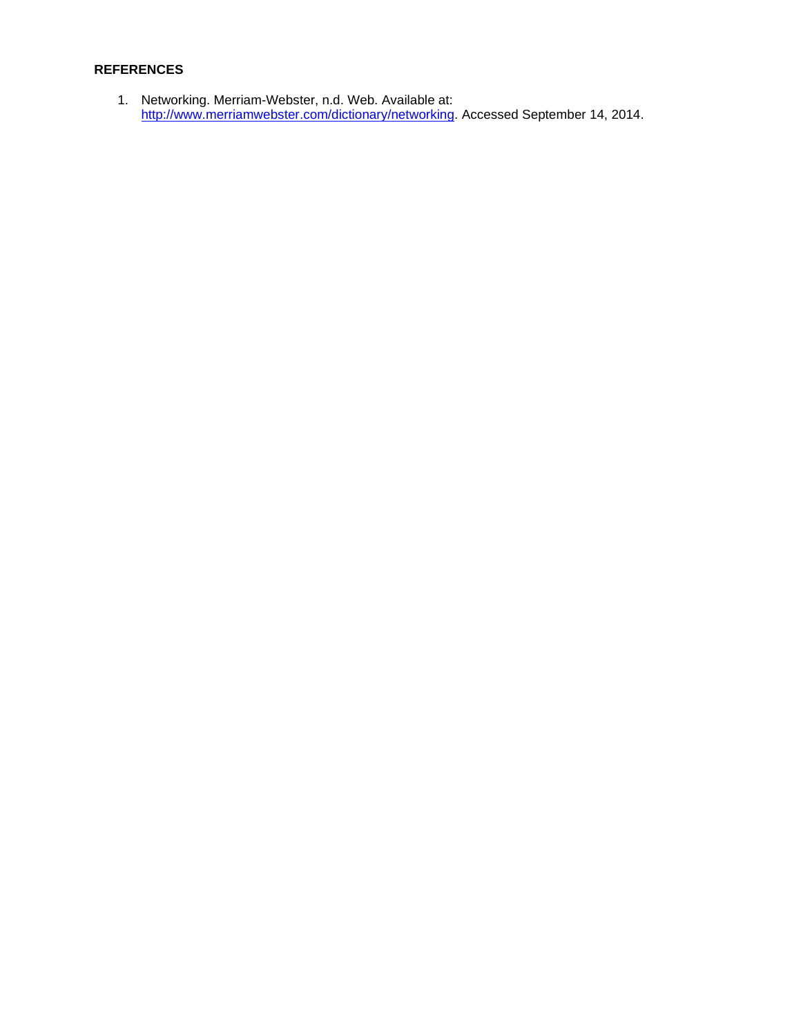## REFERENCES

1. Networking. Merriam-Webster, n.d. Web. Available at: http://www.merriamwebster.com/dictionary/networking. Accessed September 14, 2014.